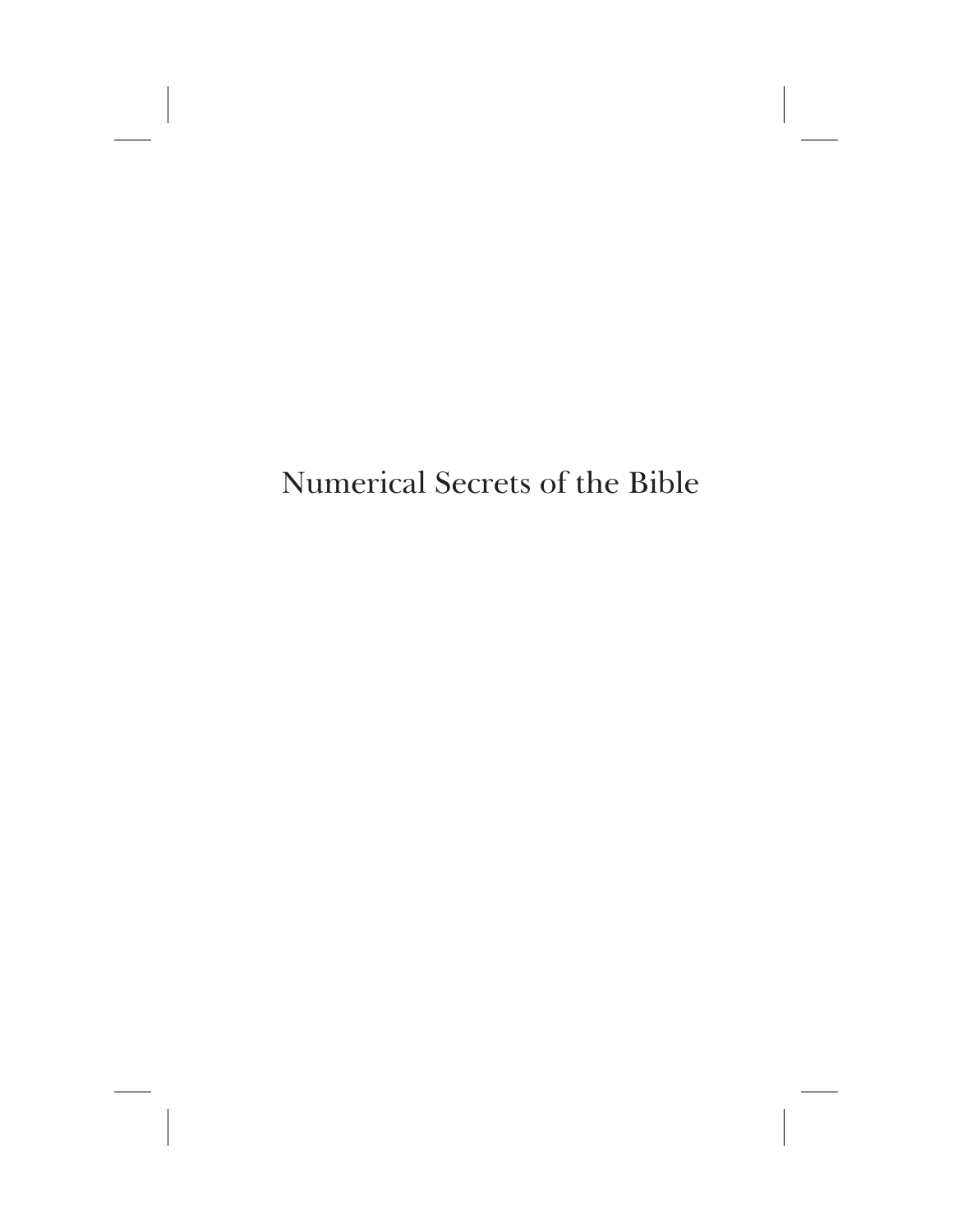# Numerical Secrets of the Bible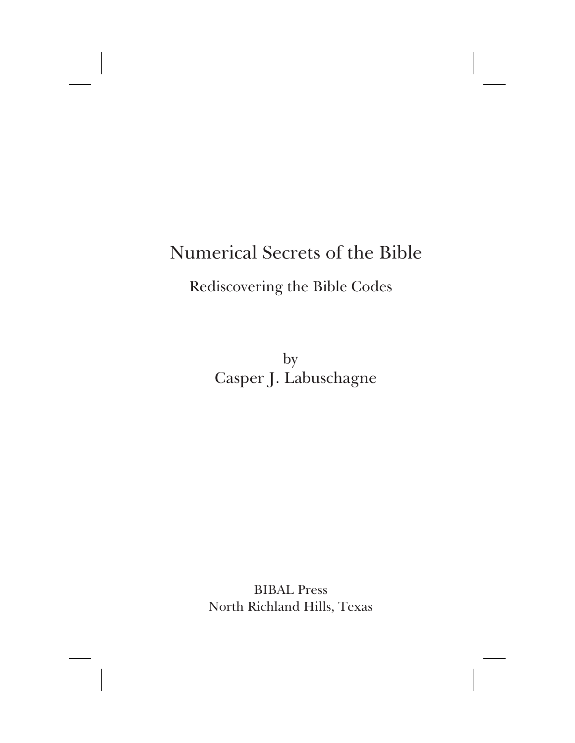# Numerical Secrets of the Bible

## Rediscovering the Bible Codes

by
Casper J. Labuschagne

BIBAL Press
North Richland Hills, Texas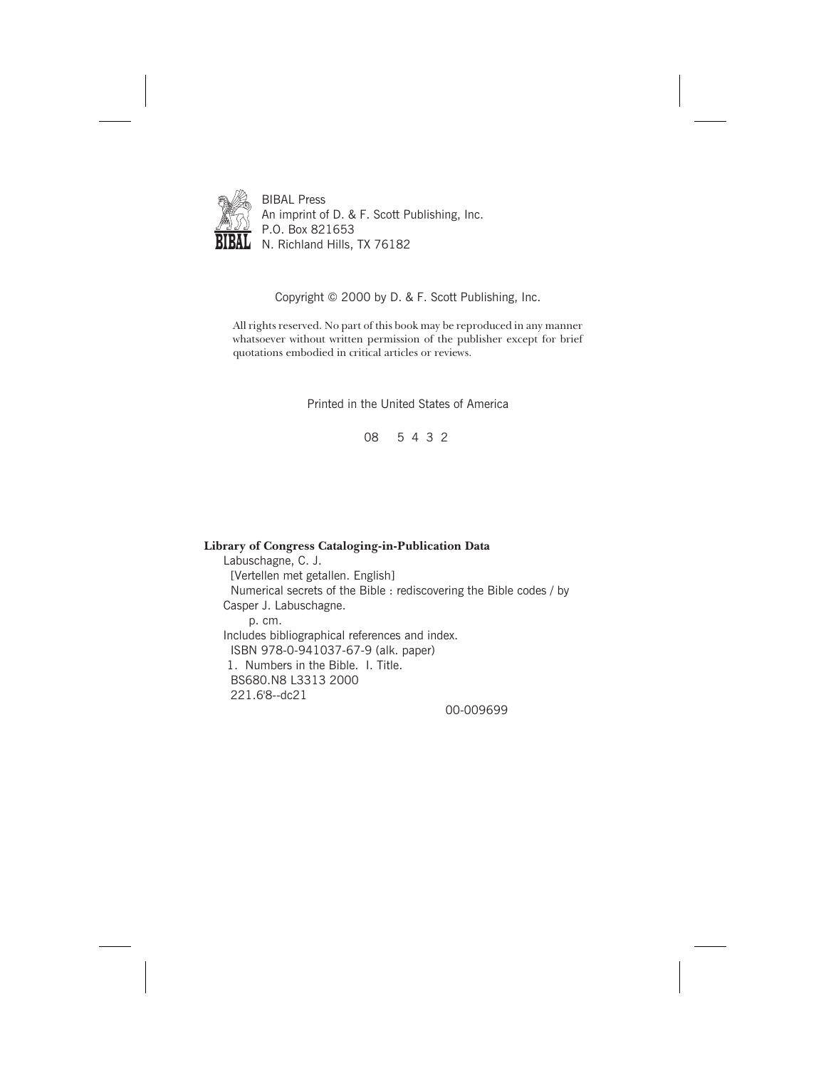BIBAL Press
An imprint of D. & F. Scott Publishing, Inc.
P.O. Box 821653
N. Richland Hills, TX 76182

Copyright © 2000 by D. & F. Scott Publishing, Inc.

All rights reserved. No part of this book may be reproduced in any manner whatsoever without written permission of the publisher except for brief quotations embodied in critical articles or reviews.

Printed in the United States of America

08 5 4 3 2

**Library of Congress Cataloging-in-Publication Data**

Labuschagne, C. J.
[Vertellen met getallen. English]
Numerical secrets of the Bible : rediscovering the Bible codes / by Casper J. Labuschagne.
p. cm.
Includes bibliographical references and index.
ISBN 978-0-941037-67-9 (alk. paper)
1. Numbers in the Bible. I. Title.
BS680.N8 L3313 2000
221.6'8--dc21

00-009699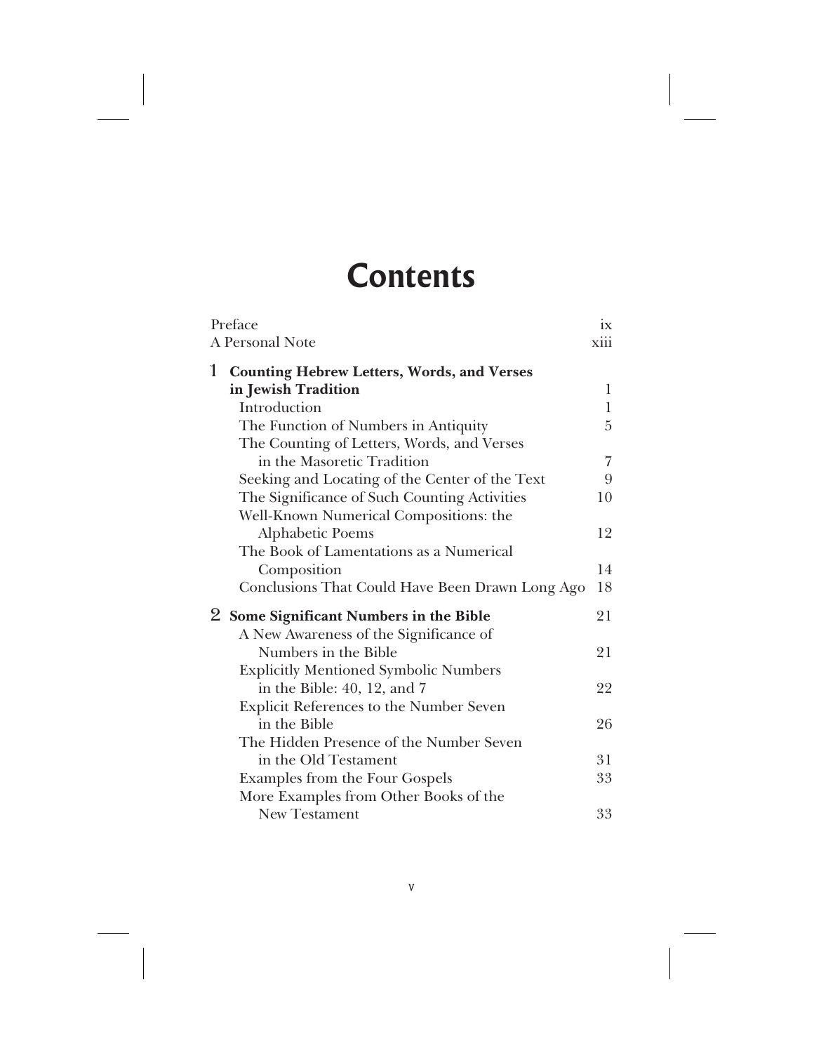# Contents

| | |
|---|---|
| Preface | ix |
| A Personal Note | xiii |
| **1 Counting Hebrew Letters, Words, and Verses in Jewish Tradition** | 1 |
| Introduction | 1 |
| The Function of Numbers in Antiquity | 5 |
| The Counting of Letters, Words, and Verses in the Masoretic Tradition | 7 |
| Seeking and Locating of the Center of the Text | 9 |
| The Significance of Such Counting Activities | 10 |
| Well-Known Numerical Compositions: the Alphabetic Poems | 12 |
| The Book of Lamentations as a Numerical Composition | 14 |
| Conclusions That Could Have Been Drawn Long Ago | 18 |
| **2 Some Significant Numbers in the Bible** | 21 |
| A New Awareness of the Significance of Numbers in the Bible | 21 |
| Explicitly Mentioned Symbolic Numbers in the Bible: 40, 12, and 7 | 22 |
| Explicit References to the Number Seven in the Bible | 26 |
| The Hidden Presence of the Number Seven in the Old Testament | 31 |
| Examples from the Four Gospels | 33 |
| More Examples from Other Books of the New Testament | 33 |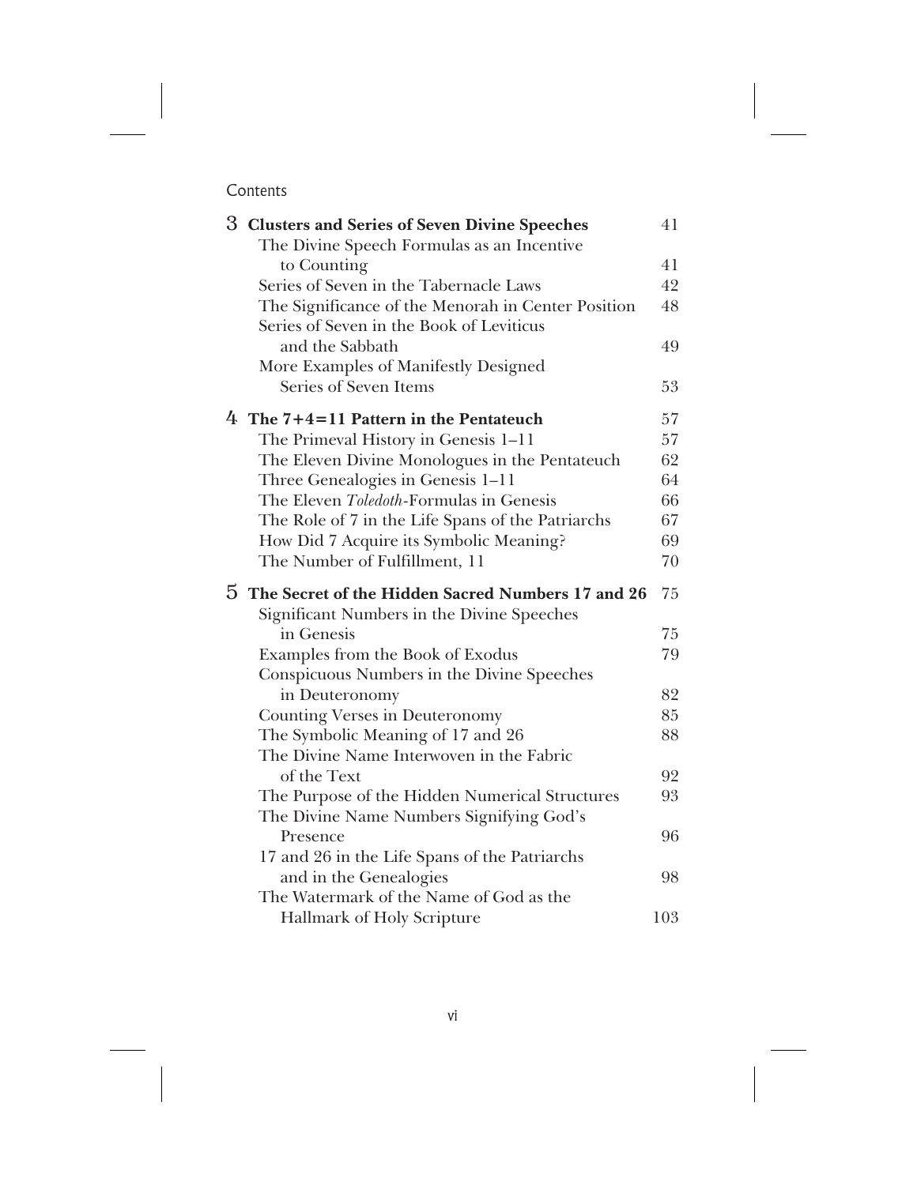Contents

| | |
|---|---|
| **3 Clusters and Series of Seven Divine Speeches** | 41 |
| The Divine Speech Formulas as an Incentive to Counting | 41 |
| Series of Seven in the Tabernacle Laws | 42 |
| The Significance of the Menorah in Center Position | 48 |
| Series of Seven in the Book of Leviticus and the Sabbath | 49 |
| More Examples of Manifestly Designed Series of Seven Items | 53 |
| **4 The 7+4=11 Pattern in the Pentateuch** | 57 |
| The Primeval History in Genesis 1–11 | 57 |
| The Eleven Divine Monologues in the Pentateuch | 62 |
| Three Genealogies in Genesis 1–11 | 64 |
| The Eleven *Toledoth*-Formulas in Genesis | 66 |
| The Role of 7 in the Life Spans of the Patriarchs | 67 |
| How Did 7 Acquire its Symbolic Meaning? | 69 |
| The Number of Fulfillment, 11 | 70 |
| **5 The Secret of the Hidden Sacred Numbers 17 and 26** | 75 |
| Significant Numbers in the Divine Speeches in Genesis | 75 |
| Examples from the Book of Exodus | 79 |
| Conspicuous Numbers in the Divine Speeches in Deuteronomy | 82 |
| Counting Verses in Deuteronomy | 85 |
| The Symbolic Meaning of 17 and 26 | 88 |
| The Divine Name Interwoven in the Fabric of the Text | 92 |
| The Purpose of the Hidden Numerical Structures | 93 |
| The Divine Name Numbers Signifying God's Presence | 96 |
| 17 and 26 in the Life Spans of the Patriarchs and in the Genealogies | 98 |
| The Watermark of the Name of God as the Hallmark of Holy Scripture | 103 |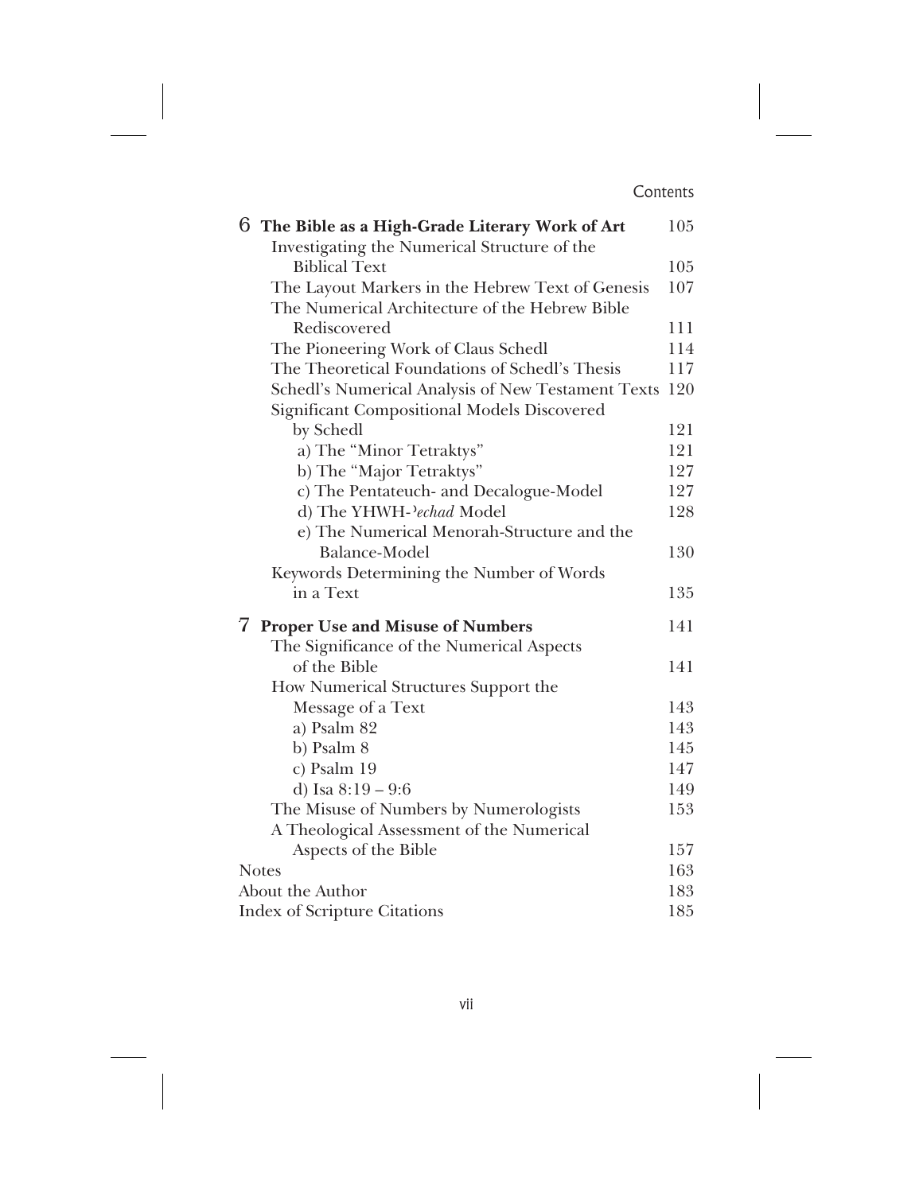| | |
|---|---|
| **6 The Bible as a High-Grade Literary Work of Art** | 105 |
| Investigating the Numerical Structure of the Biblical Text | 105 |
| The Layout Markers in the Hebrew Text of Genesis | 107 |
| The Numerical Architecture of the Hebrew Bible Rediscovered | 111 |
| The Pioneering Work of Claus Schedl | 114 |
| The Theoretical Foundations of Schedl's Thesis | 117 |
| Schedl's Numerical Analysis of New Testament Texts | 120 |
| Significant Compositional Models Discovered by Schedl | 121 |
| a) The "Minor Tetraktys" | 121 |
| b) The "Major Tetraktys" | 127 |
| c) The Pentateuch- and Decalogue-Model | 127 |
| d) The YHWH-*ʾechad* Model | 128 |
| e) The Numerical Menorah-Structure and the Balance-Model | 130 |
| Keywords Determining the Number of Words in a Text | 135 |
| **7 Proper Use and Misuse of Numbers** | 141 |
| The Significance of the Numerical Aspects of the Bible | 141 |
| How Numerical Structures Support the Message of a Text | 143 |
| a) Psalm 82 | 143 |
| b) Psalm 8 | 145 |
| c) Psalm 19 | 147 |
| d) Isa 8:19 – 9:6 | 149 |
| The Misuse of Numbers by Numerologists | 153 |
| A Theological Assessment of the Numerical Aspects of the Bible | 157 |
| Notes | 163 |
| About the Author | 183 |
| Index of Scripture Citations | 185 |